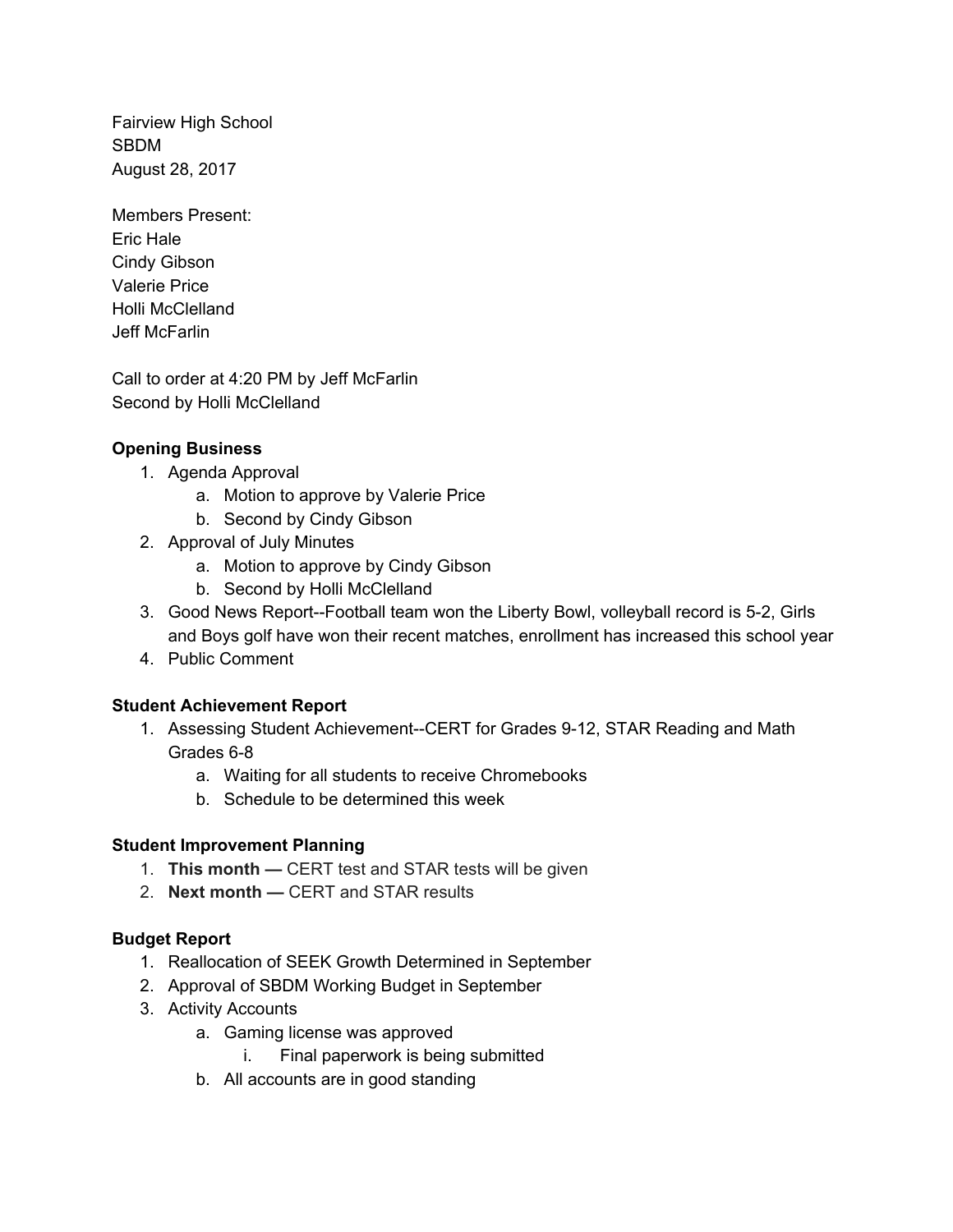Fairview High School
SBDM
August 28, 2017

Members Present:
Eric Hale
Cindy Gibson
Valerie Price
Holli McClelland
Jeff McFarlin

Call to order at 4:20 PM by Jeff McFarlin
Second by Holli McClelland

**Opening Business**

1. Agenda Approval
    a. Motion to approve by Valerie Price
    b. Second by Cindy Gibson
2. Approval of July Minutes
    a. Motion to approve by Cindy Gibson
    b. Second by Holli McClelland
3. Good News Report--Football team won the Liberty Bowl, volleyball record is 5-2, Girls and Boys golf have won their recent matches, enrollment has increased this school year
4. Public Comment

**Student Achievement Report**

1. Assessing Student Achievement--CERT for Grades 9-12, STAR Reading and Math Grades 6-8
    a. Waiting for all students to receive Chromebooks
    b. Schedule to be determined this week

**Student Improvement Planning**

1. **This month —** CERT test and STAR tests will be given
2. **Next month —** CERT and STAR results

**Budget Report**

1. Reallocation of SEEK Growth Determined in September
2. Approval of SBDM Working Budget in September
3. Activity Accounts
    a. Gaming license was approved
        i. Final paperwork is being submitted
    b. All accounts are in good standing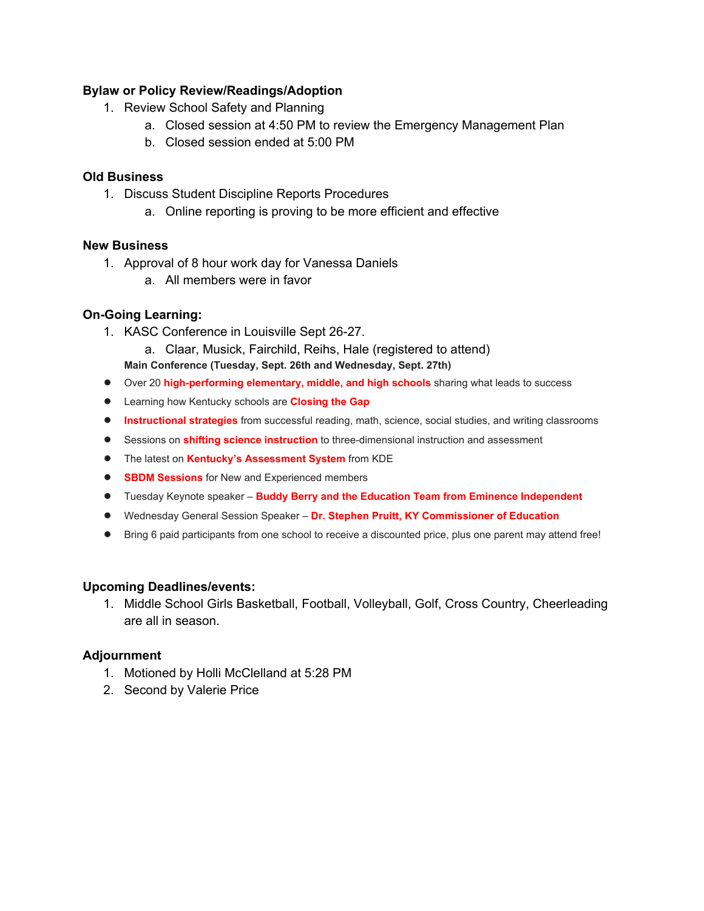**Bylaw or Policy Review/Readings/Adoption**

1. Review School Safety and Planning
    a. Closed session at 4:50 PM to review the Emergency Management Plan
    b. Closed session ended at 5:00 PM

**Old Business**

1. Discuss Student Discipline Reports Procedures
    a. Online reporting is proving to be more efficient and effective

**New Business**

1. Approval of 8 hour work day for Vanessa Daniels
    a. All members were in favor

**On-Going Learning:**

1. KASC Conference in Louisville Sept 26-27.
    a. Claar, Musick, Fairchild, Reihs, Hale (registered to attend)

**Main Conference (Tuesday, Sept. 26th and Wednesday, Sept. 27th)**

- Over 20 **high-performing elementary, middle, and high schools** sharing what leads to success
- Learning how Kentucky schools are **Closing the Gap**
- **Instructional strategies** from successful reading, math, science, social studies, and writing classrooms
- Sessions on **shifting science instruction** to three-dimensional instruction and assessment
- The latest on **Kentucky's Assessment System** from KDE
- **SBDM Sessions** for New and Experienced members
- Tuesday Keynote speaker – **Buddy Berry and the Education Team from Eminence Independent**
- Wednesday General Session Speaker – **Dr. Stephen Pruitt, KY Commissioner of Education**
- Bring 6 paid participants from one school to receive a discounted price, plus one parent may attend free!

**Upcoming Deadlines/events:**

1. Middle School Girls Basketball, Football, Volleyball, Golf, Cross Country, Cheerleading are all in season.

**Adjournment**

1. Motioned by Holli McClelland at 5:28 PM
2. Second by Valerie Price